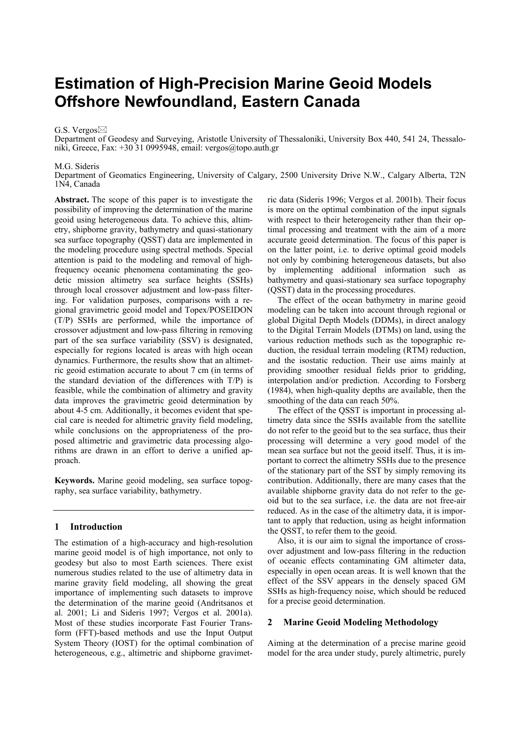# Estimation of High-Precision Marine Geoid Models Offshore Newfoundland, Eastern Canada

G.S. Vergos✉
Department of Geodesy and Surveying, Aristotle University of Thessaloniki, University Box 440, 541 24, Thessaloniki, Greece, Fax: +30 31 0995948, email: vergos@topo.auth.gr

M.G. Sideris
Department of Geomatics Engineering, University of Calgary, 2500 University Drive N.W., Calgary Alberta, T2N 1N4, Canada

**Abstract.** The scope of this paper is to investigate the possibility of improving the determination of the marine geoid using heterogeneous data. To achieve this, altimetry, shipborne gravity, bathymetry and quasi-stationary sea surface topography (QSST) data are implemented in the modeling procedure using spectral methods. Special attention is paid to the modeling and removal of high-frequency oceanic phenomena contaminating the geodetic mission altimetry sea surface heights (SSHs) through local crossover adjustment and low-pass filtering. For validation purposes, comparisons with a regional gravimetric geoid model and Topex/POSEIDON (T/P) SSHs are performed, while the importance of crossover adjustment and low-pass filtering in removing part of the sea surface variability (SSV) is designated, especially for regions located is areas with high ocean dynamics. Furthermore, the results show that an altimetric geoid estimation accurate to about 7 cm (in terms of the standard deviation of the differences with T/P) is feasible, while the combination of altimetry and gravity data improves the gravimetric geoid determination by about 4-5 cm. Additionally, it becomes evident that special care is needed for altimetric gravity field modeling, while conclusions on the appropriateness of the proposed altimetric and gravimetric data processing algorithms are drawn in an effort to derive a unified approach.

**Keywords.** Marine geoid modeling, sea surface topography, sea surface variability, bathymetry.

## 1 Introduction

The estimation of a high-accuracy and high-resolution marine geoid model is of high importance, not only to geodesy but also to most Earth sciences. There exist numerous studies related to the use of altimetry data in marine gravity field modeling, all showing the great importance of implementing such datasets to improve the determination of the marine geoid (Andritsanos et al. 2001; Li and Sideris 1997; Vergos et al. 2001a). Most of these studies incorporate Fast Fourier Transform (FFT)-based methods and use the Input Output System Theory (IOST) for the optimal combination of heterogeneous, e.g., altimetric and shipborne gravimetric data (Sideris 1996; Vergos et al. 2001b). Their focus is more on the optimal combination of the input signals with respect to their heterogeneity rather than their optimal processing and treatment with the aim of a more accurate geoid determination. The focus of this paper is on the latter point, i.e. to derive optimal geoid models not only by combining heterogeneous datasets, but also by implementing additional information such as bathymetry and quasi-stationary sea surface topography (QSST) data in the processing procedures.

The effect of the ocean bathymetry in marine geoid modeling can be taken into account through regional or global Digital Depth Models (DDMs), in direct analogy to the Digital Terrain Models (DTMs) on land, using the various reduction methods such as the topographic reduction, the residual terrain modeling (RTM) reduction, and the isostatic reduction. Their use aims mainly at providing smoother residual fields prior to gridding, interpolation and/or prediction. According to Forsberg (1984), when high-quality depths are available, then the smoothing of the data can reach 50%.

The effect of the QSST is important in processing altimetry data since the SSHs available from the satellite do not refer to the geoid but to the sea surface, thus their processing will determine a very good model of the mean sea surface but not the geoid itself. Thus, it is important to correct the altimetry SSHs due to the presence of the stationary part of the SST by simply removing its contribution. Additionally, there are many cases that the available shipborne gravity data do not refer to the geoid but to the sea surface, i.e. the data are not free-air reduced. As in the case of the altimetry data, it is important to apply that reduction, using as height information the QSST, to refer them to the geoid.

Also, it is our aim to signal the importance of crossover adjustment and low-pass filtering in the reduction of oceanic effects contaminating GM altimeter data, especially in open ocean areas. It is well known that the effect of the SSV appears in the densely spaced GM SSHs as high-frequency noise, which should be reduced for a precise geoid determination.

## 2 Marine Geoid Modeling Methodology

Aiming at the determination of a precise marine geoid model for the area under study, purely altimetric, purely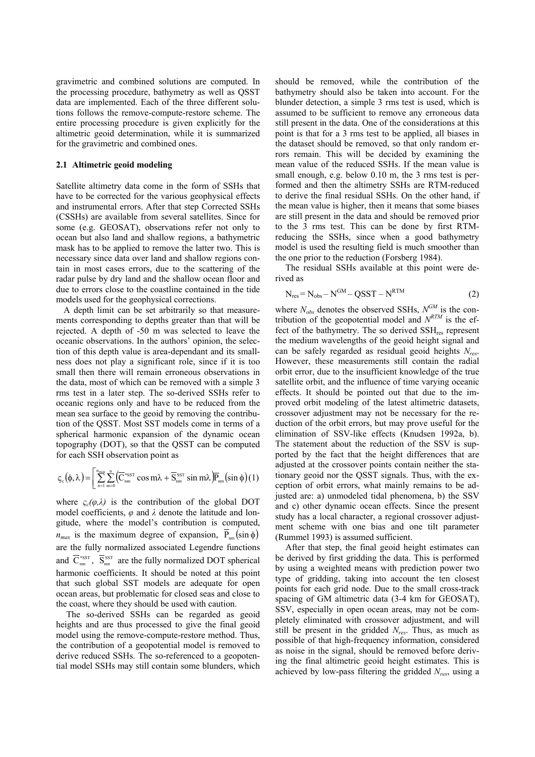gravimetric and combined solutions are computed. In the processing procedure, bathymetry as well as QSST data are implemented. Each of the three different solutions follows the remove-compute-restore scheme. The entire processing procedure is given explicitly for the altimetric geoid determination, while it is summarized for the gravimetric and combined ones.

### 2.1 Altimetric geoid modeling

Satellite altimetry data come in the form of SSHs that have to be corrected for the various geophysical effects and instrumental errors. After that step Corrected SSHs (CSSHs) are available from several satellites. Since for some (e.g. GEOSAT), observations refer not only to ocean but also land and shallow regions, a bathymetric mask has to be applied to remove the latter two. This is necessary since data over land and shallow regions contain in most cases errors, due to the scattering of the radar pulse by dry land and the shallow ocean floor and due to errors close to the coastline contained in the tide models used for the geophysical corrections.

A depth limit can be set arbitrarily so that measurements corresponding to depths greater than that will be rejected. A depth of -50 m was selected to leave the oceanic observations. In the authors' opinion, the selection of this depth value is area-dependant and its smallness does not play a significant role, since if it is too small then there will remain erroneous observations in the data, most of which can be removed with a simple 3 rms test in a later step. The so-derived SSHs refer to oceanic regions only and have to be reduced from the mean sea surface to the geoid by removing the contribution of the QSST. Most SST models come in terms of a spherical harmonic expansion of the dynamic ocean topography (DOT), so that the QSST can be computed for each SSH observation point as

$$\varsigma_c(\phi,\lambda) = \left[\sum_{n=1}^{n_{max}}\sum_{m=0}^{n}\left(\overline{C}_{nm}^{*SST}\cos m\lambda + \overline{S}_{nm}^{SST}\sin m\lambda\right)\overline{P}_{nm}(\sin\phi)\right] \quad (1)$$

where $\varsigma_c(\varphi,\lambda)$ is the contribution of the global DOT model coefficients, $\varphi$ and $\lambda$ denote the latitude and longitude, where the model's contribution is computed, $n_{max}$ is the maximum degree of expansion, $\overline{P}_{nm}(\sin\phi)$ are the fully normalized associated Legendre functions and $\overline{C}_{nm}^{*SST}$, $\overline{S}_{nm}^{SST}$ are the fully normalized DOT spherical harmonic coefficients. It should be noted at this point that such global SST models are adequate for open ocean areas, but problematic for closed seas and close to the coast, where they should be used with caution.

The so-derived SSHs can be regarded as geoid heights and are thus processed to give the final geoid model using the remove-compute-restore method. Thus, the contribution of a geopotential model is removed to derive reduced SSHs. The so-referenced to a geopotential model SSHs may still contain some blunders, which should be removed, while the contribution of the bathymetry should also be taken into account. For the blunder detection, a simple 3 rms test is used, which is assumed to be sufficient to remove any erroneous data still present in the data. One of the considerations at this point is that for a 3 rms test to be applied, all biases in the dataset should be removed, so that only random errors remain. This will be decided by examining the mean value of the reduced SSHs. If the mean value is small enough, e.g. below 0.10 m, the 3 rms test is performed and then the altimetry SSHs are RTM-reduced to derive the final residual SSHs. On the other hand, if the mean value is higher, then it means that some biases are still present in the data and should be removed prior to the 3 rms test. This can be done by first RTM-reducing the SSHs, since when a good bathymetry model is used the resulting field is much smoother than the one prior to the reduction (Forsberg 1984).

The residual SSHs available at this point were derived as

$$N_{res} = N_{obs} - N^{GM} - QSST - N^{RTM} \quad (2)$$

where $N_{obs}$ denotes the observed SSHs, $N^{GM}$ is the contribution of the geopotential model and $N^{RTM}$ is the effect of the bathymetry. The so derived $SSH_{res}$ represent the medium wavelengths of the geoid height signal and can be safely regarded as residual geoid heights $N_{res}$. However, these measurements still contain the radial orbit error, due to the insufficient knowledge of the true satellite orbit, and the influence of time varying oceanic effects. It should be pointed out that due to the improved orbit modeling of the latest altimetric datasets, crossover adjustment may not be necessary for the reduction of the orbit errors, but may prove useful for the elimination of SSV-like effects (Knudsen 1992a, b). The statement about the reduction of the SSV is supported by the fact that the height differences that are adjusted at the crossover points contain neither the stationary geoid nor the QSST signals. Thus, with the exception of orbit errors, what mainly remains to be adjusted are: a) unmodeled tidal phenomena, b) the SSV and c) other dynamic ocean effects. Since the present study has a local character, a regional crossover adjustment scheme with one bias and one tilt parameter (Rummel 1993) is assumed sufficient.

After that step, the final geoid height estimates can be derived by first gridding the data. This is performed by using a weighted means with prediction power two type of gridding, taking into account the ten closest points for each grid node. Due to the small cross-track spacing of GM altimetric data (3-4 km for GEOSAT), SSV, especially in open ocean areas, may not be completely eliminated with crossover adjustment, and will still be present in the gridded $N_{res}$. Thus, as much as possible of that high-frequency information, considered as noise in the signal, should be removed before deriving the final altimetric geoid height estimates. This is achieved by low-pass filtering the gridded $N_{res}$, using a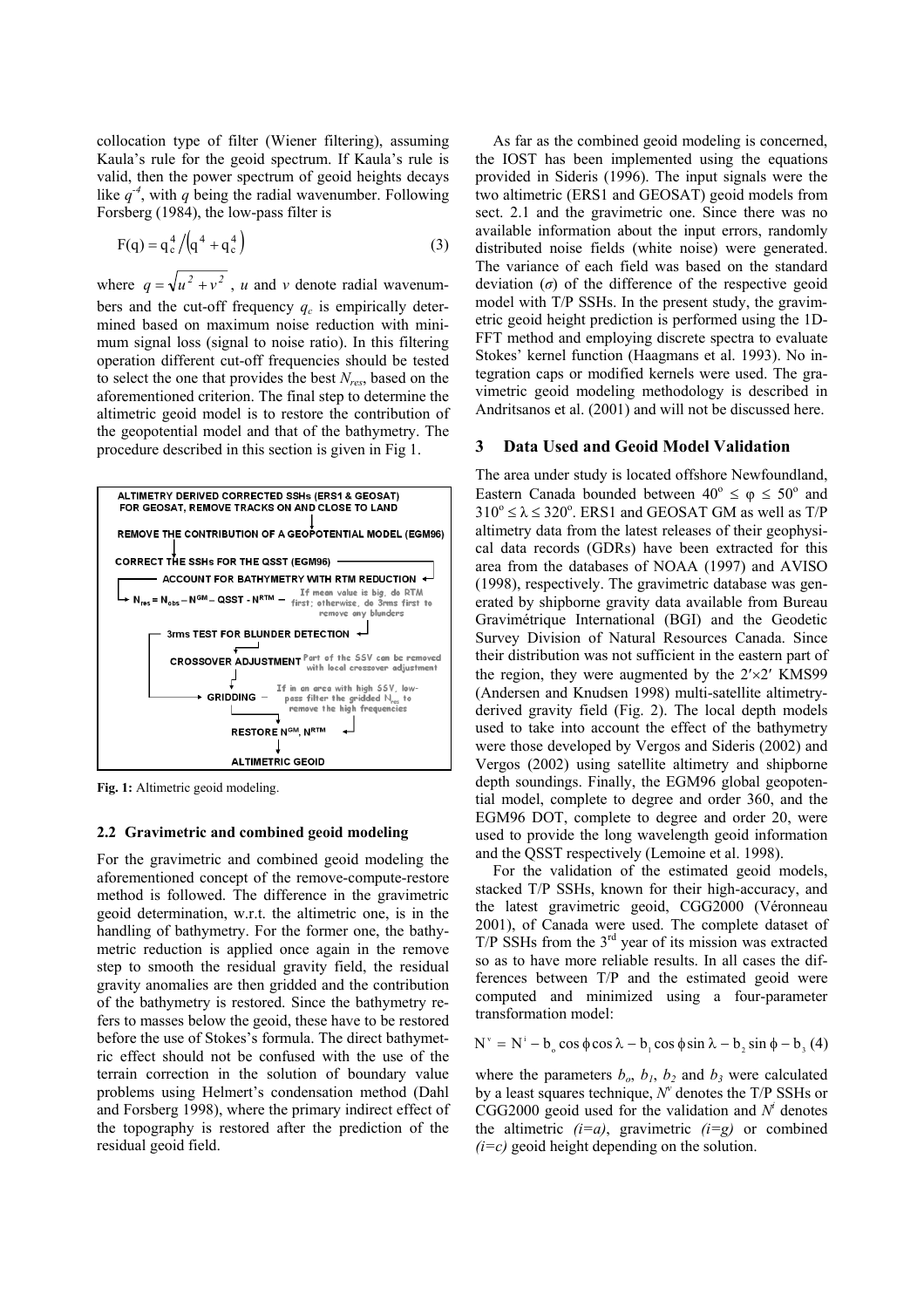collocation type of filter (Wiener filtering), assuming Kaula's rule for the geoid spectrum. If Kaula's rule is valid, then the power spectrum of geoid heights decays like $q^{-4}$, with $q$ being the radial wavenumber. Following Forsberg (1984), the low-pass filter is

$$F(q) = q_c^4 \big/ \left(q^4 + q_c^4\right) \tag{3}$$

where $q = \sqrt{u^2 + v^2}$, $u$ and $v$ denote radial wavenumbers and the cut-off frequency $q_c$ is empirically determined based on maximum noise reduction with minimum signal loss (signal to noise ratio). In this filtering operation different cut-off frequencies should be tested to select the one that provides the best $N_{res}$, based on the aforementioned criterion. The final step to determine the altimetric geoid model is to restore the contribution of the geopotential model and that of the bathymetry. The procedure described in this section is given in Fig 1.

**Fig. 1:** Altimetric geoid modeling.

### 2.2 Gravimetric and combined geoid modeling

For the gravimetric and combined geoid modeling the aforementioned concept of the remove-compute-restore method is followed. The difference in the gravimetric geoid determination, w.r.t. the altimetric one, is in the handling of bathymetry. For the former one, the bathymetric reduction is applied once again in the remove step to smooth the residual gravity field, the residual gravity anomalies are then gridded and the contribution of the bathymetry is restored. Since the bathymetry refers to masses below the geoid, these have to be restored before the use of Stokes's formula. The direct bathymetric effect should not be confused with the use of the terrain correction in the solution of boundary value problems using Helmert's condensation method (Dahl and Forsberg 1998), where the primary indirect effect of the topography is restored after the prediction of the residual geoid field.

As far as the combined geoid modeling is concerned, the IOST has been implemented using the equations provided in Sideris (1996). The input signals were the two altimetric (ERS1 and GEOSAT) geoid models from sect. 2.1 and the gravimetric one. Since there was no available information about the input errors, randomly distributed noise fields (white noise) were generated. The variance of each field was based on the standard deviation ($\sigma$) of the difference of the respective geoid model with T/P SSHs. In the present study, the gravimetric geoid height prediction is performed using the 1D-FFT method and employing discrete spectra to evaluate Stokes' kernel function (Haagmans et al. 1993). No integration caps or modified kernels were used. The gravimetric geoid modeling methodology is described in Andritsanos et al. (2001) and will not be discussed here.

## 3 Data Used and Geoid Model Validation

The area under study is located offshore Newfoundland, Eastern Canada bounded between $40^{\circ} \leq \varphi \leq 50^{\circ}$ and $310^{\circ} \leq \lambda \leq 320^{\circ}$. ERS1 and GEOSAT GM as well as T/P altimetry data from the latest releases of their geophysical data records (GDRs) have been extracted for this area from the databases of NOAA (1997) and AVISO (1998), respectively. The gravimetric database was generated by shipborne gravity data available from Bureau Gravimétrique International (BGI) and the Geodetic Survey Division of Natural Resources Canada. Since their distribution was not sufficient in the eastern part of the region, they were augmented by the $2'\times2'$ KMS99 (Andersen and Knudsen 1998) multi-satellite altimetry-derived gravity field (Fig. 2). The local depth models used to take into account the effect of the bathymetry were those developed by Vergos and Sideris (2002) and Vergos (2002) using satellite altimetry and shipborne depth soundings. Finally, the EGM96 global geopotential model, complete to degree and order 360, and the EGM96 DOT, complete to degree and order 20, were used to provide the long wavelength geoid information and the QSST respectively (Lemoine et al. 1998).

For the validation of the estimated geoid models, stacked T/P SSHs, known for their high-accuracy, and the latest gravimetric geoid, CGG2000 (Véronneau 2001), of Canada were used. The complete dataset of T/P SSHs from the 3[rd] year of its mission was extracted so as to have more reliable results. In all cases the differences between T/P and the estimated geoid were computed and minimized using a four-parameter transformation model:

$$N^v = N^i - b_o \cos\phi \cos\lambda - b_1 \cos\phi \sin\lambda - b_2 \sin\phi - b_3 \tag{4}$$

where the parameters $b_o$, $b_1$, $b_2$ and $b_3$ were calculated by a least squares technique, $N^v$ denotes the T/P SSHs or CGG2000 geoid used for the validation and $N^i$ denotes the altimetric $(i{=}a)$, gravimetric $(i{=}g)$ or combined $(i{=}c)$ geoid height depending on the solution.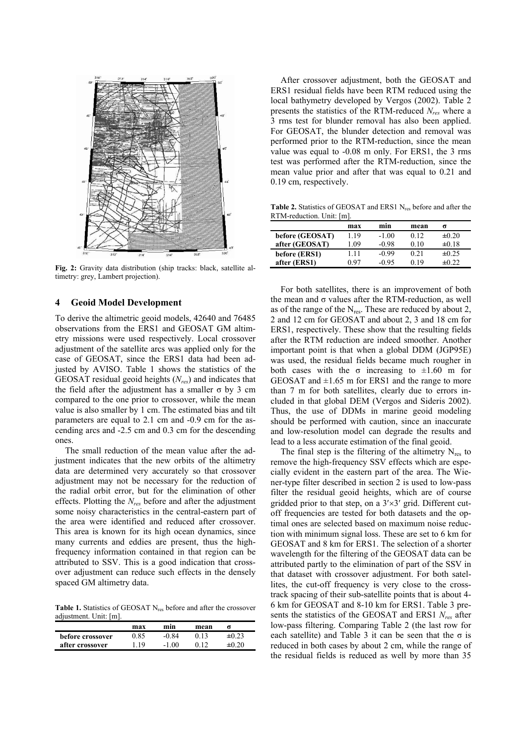Fig. 2: Gravity data distribution (ship tracks: black, satellite altimetry: grey, Lambert projection).

## 4 Geoid Model Development

To derive the altimetric geoid models, 42640 and 76485 observations from the ERS1 and GEOSAT GM altimetry missions were used respectively. Local crossover adjustment of the satellite arcs was applied only for the case of GEOSAT, since the ERS1 data had been adjusted by AVISO. Table 1 shows the statistics of the GEOSAT residual geoid heights ($N_{res}$) and indicates that the field after the adjustment has a smaller σ by 3 cm compared to the one prior to crossover, while the mean value is also smaller by 1 cm. The estimated bias and tilt parameters are equal to 2.1 cm and -0.9 cm for the ascending arcs and -2.5 cm and 0.3 cm for the descending ones.

The small reduction of the mean value after the adjustment indicates that the new orbits of the altimetry data are determined very accurately so that crossover adjustment may not be necessary for the reduction of the radial orbit error, but for the elimination of other effects. Plotting the $N_{res}$ before and after the adjustment some noisy characteristics in the central-eastern part of the area were identified and reduced after crossover. This area is known for its high ocean dynamics, since many currents and eddies are present, thus the high-frequency information contained in that region can be attributed to SSV. This is a good indication that crossover adjustment can reduce such effects in the densely spaced GM altimetry data.

**Table 1.** Statistics of GEOSAT $N_{res}$ before and after the crossover adjustment. Unit: [m].

| | max | min | mean | σ |
|---|---|---|---|---|
| **before crossover** | 0.85 | -0.84 | 0.13 | ±0.23 |
| **after crossover** | 1.19 | -1.00 | 0.12 | ±0.20 |

After crossover adjustment, both the GEOSAT and ERS1 residual fields have been RTM reduced using the local bathymetry developed by Vergos (2002). Table 2 presents the statistics of the RTM-reduced $N_{res}$ where a 3 rms test for blunder removal has also been applied. For GEOSAT, the blunder detection and removal was performed prior to the RTM-reduction, since the mean value was equal to -0.08 m only. For ERS1, the 3 rms test was performed after the RTM-reduction, since the mean value prior and after that was equal to 0.21 and 0.19 cm, respectively.

**Table 2.** Statistics of GEOSAT and ERS1 $N_{res}$ before and after the RTM-reduction. Unit: [m].

| | max | min | mean | σ |
|---|---|---|---|---|
| **before (GEOSAT)** | 1.19 | -1.00 | 0.12 | ±0.20 |
| **after (GEOSAT)** | 1.09 | -0.98 | 0.10 | ±0.18 |
| **before (ERS1)** | 1.11 | -0.99 | 0.21 | ±0.25 |
| **after (ERS1)** | 0.97 | -0.95 | 0.19 | ±0.22 |

For both satellites, there is an improvement of both the mean and σ values after the RTM-reduction, as well as of the range of the $N_{res}$. These are reduced by about 2, 2 and 12 cm for GEOSAT and about 2, 3 and 18 cm for ERS1, respectively. These show that the resulting fields after the RTM reduction are indeed smoother. Another important point is that when a global DDM (JGP95E) was used, the residual fields became much rougher in both cases with the σ increasing to ±1.60 m for GEOSAT and ±1.65 m for ERS1 and the range to more than 7 m for both satellites, clearly due to errors included in that global DEM (Vergos and Sideris 2002). Thus, the use of DDMs in marine geoid modeling should be performed with caution, since an inaccurate and low-resolution model can degrade the results and lead to a less accurate estimation of the final geoid.

The final step is the filtering of the altimetry $N_{res}$ to remove the high-frequency SSV effects which are especially evident in the eastern part of the area. The Wiener-type filter described in section 2 is used to low-pass filter the residual geoid heights, which are of course gridded prior to that step, on a 3′×3′ grid. Different cut-off frequencies are tested for both datasets and the optimal ones are selected based on maximum noise reduction with minimum signal loss. These are set to 6 km for GEOSAT and 8 km for ERS1. The selection of a shorter wavelength for the filtering of the GEOSAT data can be attributed partly to the elimination of part of the SSV in that dataset with crossover adjustment. For both satellites, the cut-off frequency is very close to the cross-track spacing of their sub-satellite points that is about 4-6 km for GEOSAT and 8-10 km for ERS1. Table 3 presents the statistics of the GEOSAT and ERS1 $N_{res}$ after low-pass filtering. Comparing Table 2 (the last row for each satellite) and Table 3 it can be seen that the σ is reduced in both cases by about 2 cm, while the range of the residual fields is reduced as well by more than 35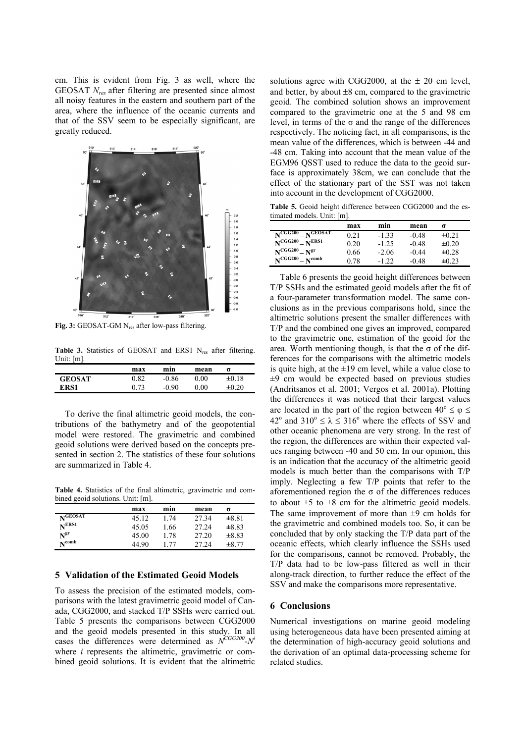cm. This is evident from Fig. 3 as well, where the GEOSAT $N_{res}$ after filtering are presented since almost all noisy features in the eastern and southern part of the area, where the influence of the oceanic currents and that of the SSV seem to be especially significant, are greatly reduced.

**Fig. 3:** GEOSAT-GM $N_{res}$ after low-pass filtering.

**Table 3.** Statistics of GEOSAT and ERS1 $N_{res}$ after filtering. Unit: [m].

| | max | min | mean | σ |
|---|---|---|---|---|
| **GEOSAT** | 0.82 | -0.86 | 0.00 | ±0.18 |
| **ERS1** | 0.73 | -0.90 | 0.00 | ±0.20 |

To derive the final altimetric geoid models, the contributions of the bathymetry and of the geopotential model were restored. The gravimetric and combined geoid solutions were derived based on the concepts presented in section 2. The statistics of these four solutions are summarized in Table 4.

**Table 4.** Statistics of the final altimetric, gravimetric and combined geoid solutions. Unit: [m].

| | max | min | mean | σ |
|---|---|---|---|---|
| $\mathbf{N^{GEOSAT}}$ | 45.12 | 1.74 | 27.34 | ±8.81 |
| $\mathbf{N^{ERS1}}$ | 45.05 | 1.66 | 27.24 | ±8.83 |
| $\mathbf{N^{gr}}$ | 45.00 | 1.78 | 27.20 | ±8.83 |
| $\mathbf{N^{comb}}$ | 44.90 | 1.77 | 27.24 | ±8.77 |

## 5 Validation of the Estimated Geoid Models

To assess the precision of the estimated models, comparisons with the latest gravimetric geoid model of Canada, CGG2000, and stacked T/P SSHs were carried out. Table 5 presents the comparisons between CGG2000 and the geoid models presented in this study. In all cases the differences were determined as $N^{CGG200}$-$N^{i}$ where *i* represents the altimetric, gravimetric or combined geoid solutions. It is evident that the altimetric solutions agree with CGG2000, at the ± 20 cm level, and better, by about ±8 cm, compared to the gravimetric geoid. The combined solution shows an improvement compared to the gravimetric one at the 5 and 98 cm level, in terms of the σ and the range of the differences respectively. The noticing fact, in all comparisons, is the mean value of the differences, which is between -44 and -48 cm. Taking into account that the mean value of the EGM96 QSST used to reduce the data to the geoid surface is approximately 38cm, we can conclude that the effect of the stationary part of the SST was not taken into account in the development of CGG2000.

**Table 5.** Geoid height difference between CGG2000 and the estimated models. Unit: [m].

| | max | min | mean | σ |
|---|---|---|---|---|
| $\mathbf{N^{CGG200} - N^{GEOSAT}}$ | 0.21 | -1.33 | -0.48 | ±0.21 |
| $\mathbf{N^{CGG200} - N^{ERS1}}$ | 0.20 | -1.25 | -0.48 | ±0.20 |
| $\mathbf{N^{CGG200} - N^{gr}}$ | 0.66 | -2.06 | -0.44 | ±0.28 |
| $\mathbf{N^{CGG200} - N^{comb}}$ | 0.78 | -1.22 | -0.48 | ±0.23 |

Table 6 presents the geoid height differences between T/P SSHs and the estimated geoid models after the fit of a four-parameter transformation model. The same conclusions as in the previous comparisons hold, since the altimetric solutions present the smaller differences with T/P and the combined one gives an improved, compared to the gravimetric one, estimation of the geoid for the area. Worth mentioning though, is that the σ of the differences for the comparisons with the altimetric models is quite high, at the ±19 cm level, while a value close to ±9 cm would be expected based on previous studies (Andritsanos et al. 2001; Vergos et al. 2001a). Plotting the differences it was noticed that their largest values are located in the part of the region between $40^{o} \leq \varphi \leq 42^{o}$ and $310^{o} \leq \lambda \leq 316^{o}$ where the effects of SSV and other oceanic phenomena are very strong. In the rest of the region, the differences are within their expected values ranging between -40 and 50 cm. In our opinion, this is an indication that the accuracy of the altimetric geoid models is much better than the comparisons with T/P imply. Neglecting a few T/P points that refer to the aforementioned region the σ of the differences reduces to about ±5 to ±8 cm for the altimetric geoid models. The same improvement of more than ±9 cm holds for the gravimetric and combined models too. So, it can be concluded that by only stacking the T/P data part of the oceanic effects, which clearly influence the SSHs used for the comparisons, cannot be removed. Probably, the T/P data had to be low-pass filtered as well in their along-track direction, to further reduce the effect of the SSV and make the comparisons more representative.

## 6 Conclusions

Numerical investigations on marine geoid modeling using heterogeneous data have been presented aiming at the determination of high-accuracy geoid solutions and the derivation of an optimal data-processing scheme for related studies.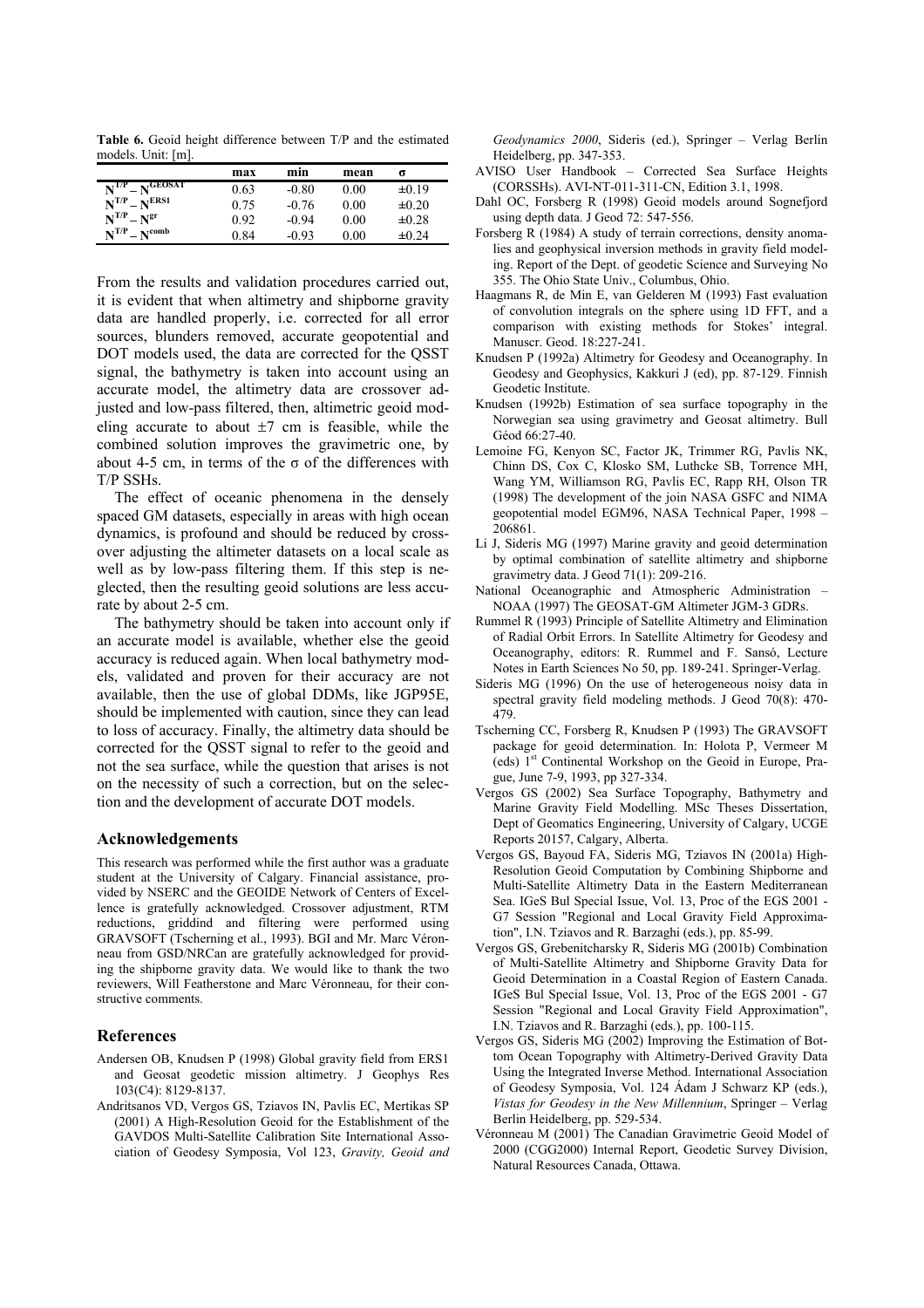**Table 6.** Geoid height difference between T/P and the estimated models. Unit: [m].

| | max | min | mean | σ |
|---|---|---|---|---|
| $N^{T/P} - N^{GEOSAT}$ | 0.63 | -0.80 | 0.00 | ±0.19 |
| $N^{T/P} - N^{ERS1}$ | 0.75 | -0.76 | 0.00 | ±0.20 |
| $N^{T/P} - N^{gr}$ | 0.92 | -0.94 | 0.00 | ±0.28 |
| $N^{T/P} - N^{comb}$ | 0.84 | -0.93 | 0.00 | ±0.24 |

From the results and validation procedures carried out, it is evident that when altimetry and shipborne gravity data are handled properly, i.e. corrected for all error sources, blunders removed, accurate geopotential and DOT models used, the data are corrected for the QSST signal, the bathymetry is taken into account using an accurate model, the altimetry data are crossover adjusted and low-pass filtered, then, altimetric geoid modeling accurate to about ±7 cm is feasible, while the combined solution improves the gravimetric one, by about 4-5 cm, in terms of the σ of the differences with T/P SSHs.

The effect of oceanic phenomena in the densely spaced GM datasets, especially in areas with high ocean dynamics, is profound and should be reduced by crossover adjusting the altimeter datasets on a local scale as well as by low-pass filtering them. If this step is neglected, then the resulting geoid solutions are less accurate by about 2-5 cm.

The bathymetry should be taken into account only if an accurate model is available, whether else the geoid accuracy is reduced again. When local bathymetry models, validated and proven for their accuracy are not available, then the use of global DDMs, like JGP95E, should be implemented with caution, since they can lead to loss of accuracy. Finally, the altimetry data should be corrected for the QSST signal to refer to the geoid and not the sea surface, while the question that arises is not on the necessity of such a correction, but on the selection and the development of accurate DOT models.

## Acknowledgements

This research was performed while the first author was a graduate student at the University of Calgary. Financial assistance, provided by NSERC and the GEOIDE Network of Centers of Excellence is gratefully acknowledged. Crossover adjustment, RTM reductions, griddind and filtering were performed using GRAVSOFT (Tscherning et al., 1993). BGI and Mr. Marc Véronneau from GSD/NRCan are gratefully acknowledged for providing the shipborne gravity data. We would like to thank the two reviewers, Will Featherstone and Marc Véronneau, for their constructive comments.

## References

Andersen OB, Knudsen P (1998) Global gravity field from ERS1 and Geosat geodetic mission altimetry. J Geophys Res 103(C4): 8129-8137.

Andritsanos VD, Vergos GS, Tziavos IN, Pavlis EC, Mertikas SP (2001) A High-Resolution Geoid for the Establishment of the GAVDOS Multi-Satellite Calibration Site International Association of Geodesy Symposia, Vol 123, *Gravity, Geoid and Geodynamics 2000*, Sideris (ed.), Springer – Verlag Berlin Heidelberg, pp. 347-353.

AVISO User Handbook – Corrected Sea Surface Heights (CORSSHs). AVI-NT-011-311-CN, Edition 3.1, 1998.

Dahl OC, Forsberg R (1998) Geoid models around Sognefjord using depth data. J Geod 72: 547-556.

Forsberg R (1984) A study of terrain corrections, density anomalies and geophysical inversion methods in gravity field modeling. Report of the Dept. of geodetic Science and Surveying No 355. The Ohio State Univ., Columbus, Ohio.

Haagmans R, de Min E, van Gelderen M (1993) Fast evaluation of convolution integrals on the sphere using 1D FFT, and a comparison with existing methods for Stokes' integral. Manuscr. Geod. 18:227-241.

Knudsen P (1992a) Altimetry for Geodesy and Oceanography. In Geodesy and Geophysics, Kakkuri J (ed), pp. 87-129. Finnish Geodetic Institute.

Knudsen (1992b) Estimation of sea surface topography in the Norwegian sea using gravimetry and Geosat altimetry. Bull Géod 66:27-40.

Lemoine FG, Kenyon SC, Factor JK, Trimmer RG, Pavlis NK, Chinn DS, Cox C, Klosko SM, Luthcke SB, Torrence MH, Wang YM, Williamson RG, Pavlis EC, Rapp RH, Olson TR (1998) The development of the join NASA GSFC and NIMA geopotential model EGM96, NASA Technical Paper, 1998 – 206861.

Li J, Sideris MG (1997) Marine gravity and geoid determination by optimal combination of satellite altimetry and shipborne gravimetry data. J Geod 71(1): 209-216.

National Oceanographic and Atmospheric Administration – NOAA (1997) The GEOSAT-GM Altimeter JGM-3 GDRs.

Rummel R (1993) Principle of Satellite Altimetry and Elimination of Radial Orbit Errors. In Satellite Altimetry for Geodesy and Oceanography, editors: R. Rummel and F. Sansó, Lecture Notes in Earth Sciences No 50, pp. 189-241. Springer-Verlag.

Sideris MG (1996) On the use of heterogeneous noisy data in spectral gravity field modeling methods. J Geod 70(8): 470-479.

Tscherning CC, Forsberg R, Knudsen P (1993) The GRAVSOFT package for geoid determination. In: Holota P, Vermeer M (eds) 1st Continental Workshop on the Geoid in Europe, Prague, June 7-9, 1993, pp 327-334.

Vergos GS (2002) Sea Surface Topography, Bathymetry and Marine Gravity Field Modelling. MSc Theses Dissertation, Dept of Geomatics Engineering, University of Calgary, UCGE Reports 20157, Calgary, Alberta.

Vergos GS, Bayoud FA, Sideris MG, Tziavos IN (2001a) High-Resolution Geoid Computation by Combining Shipborne and Multi-Satellite Altimetry Data in the Eastern Mediterranean Sea. IGeS Bul Special Issue, Vol. 13, Proc of the EGS 2001 - G7 Session "Regional and Local Gravity Field Approximation", I.N. Tziavos and R. Barzaghi (eds.), pp. 85-99.

Vergos GS, Grebenitcharsky R, Sideris MG (2001b) Combination of Multi-Satellite Altimetry and Shipborne Gravity Data for Geoid Determination in a Coastal Region of Eastern Canada. IGeS Bul Special Issue, Vol. 13, Proc of the EGS 2001 - G7 Session "Regional and Local Gravity Field Approximation", I.N. Tziavos and R. Barzaghi (eds.), pp. 100-115.

Vergos GS, Sideris MG (2002) Improving the Estimation of Bottom Ocean Topography with Altimetry-Derived Gravity Data Using the Integrated Inverse Method. International Association of Geodesy Symposia, Vol. 124 Ádam J Schwarz KP (eds.), *Vistas for Geodesy in the New Millennium*, Springer – Verlag Berlin Heidelberg, pp. 529-534.

Véronneau M (2001) The Canadian Gravimetric Geoid Model of 2000 (CGG2000) Internal Report, Geodetic Survey Division, Natural Resources Canada, Ottawa.